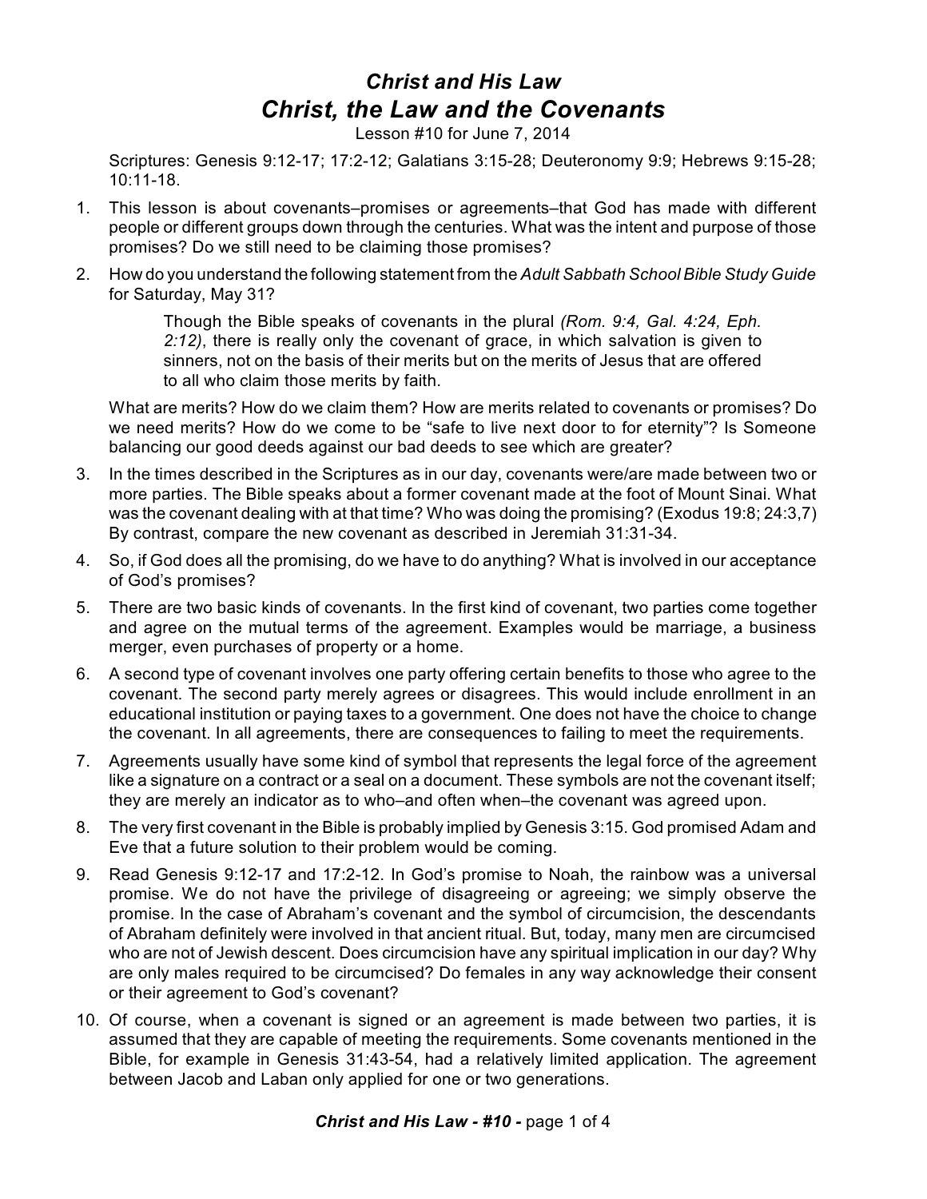# *Christ and His Law*

## *Christ, the Law and the Covenants*

Lesson #10 for June 7, 2014

Scriptures: Genesis 9:12-17; 17:2-12; Galatians 3:15-28; Deuteronomy 9:9; Hebrews 9:15-28; 10:11-18.

1. This lesson is about covenants–promises or agreements–that God has made with different people or different groups down through the centuries. What was the intent and purpose of those promises? Do we still need to be claiming those promises?

2. How do you understand the following statement from the *Adult Sabbath School Bible Study Guide* for Saturday, May 31?

   > Though the Bible speaks of covenants in the plural *(Rom. 9:4, Gal. 4:24, Eph. 2:12)*, there is really only the covenant of grace, in which salvation is given to sinners, not on the basis of their merits but on the merits of Jesus that are offered to all who claim those merits by faith.

   What are merits? How do we claim them? How are merits related to covenants or promises? Do we need merits? How do we come to be "safe to live next door to for eternity"? Is Someone balancing our good deeds against our bad deeds to see which are greater?

3. In the times described in the Scriptures as in our day, covenants were/are made between two or more parties. The Bible speaks about a former covenant made at the foot of Mount Sinai. What was the covenant dealing with at that time? Who was doing the promising? (Exodus 19:8; 24:3,7) By contrast, compare the new covenant as described in Jeremiah 31:31-34.

4. So, if God does all the promising, do we have to do anything? What is involved in our acceptance of God's promises?

5. There are two basic kinds of covenants. In the first kind of covenant, two parties come together and agree on the mutual terms of the agreement. Examples would be marriage, a business merger, even purchases of property or a home.

6. A second type of covenant involves one party offering certain benefits to those who agree to the covenant. The second party merely agrees or disagrees. This would include enrollment in an educational institution or paying taxes to a government. One does not have the choice to change the covenant. In all agreements, there are consequences to failing to meet the requirements.

7. Agreements usually have some kind of symbol that represents the legal force of the agreement like a signature on a contract or a seal on a document. These symbols are not the covenant itself; they are merely an indicator as to who–and often when–the covenant was agreed upon.

8. The very first covenant in the Bible is probably implied by Genesis 3:15. God promised Adam and Eve that a future solution to their problem would be coming.

9. Read Genesis 9:12-17 and 17:2-12. In God's promise to Noah, the rainbow was a universal promise. We do not have the privilege of disagreeing or agreeing; we simply observe the promise. In the case of Abraham's covenant and the symbol of circumcision, the descendants of Abraham definitely were involved in that ancient ritual. But, today, many men are circumcised who are not of Jewish descent. Does circumcision have any spiritual implication in our day? Why are only males required to be circumcised? Do females in any way acknowledge their consent or their agreement to God's covenant?

10. Of course, when a covenant is signed or an agreement is made between two parties, it is assumed that they are capable of meeting the requirements. Some covenants mentioned in the Bible, for example in Genesis 31:43-54, had a relatively limited application. The agreement between Jacob and Laban only applied for one or two generations.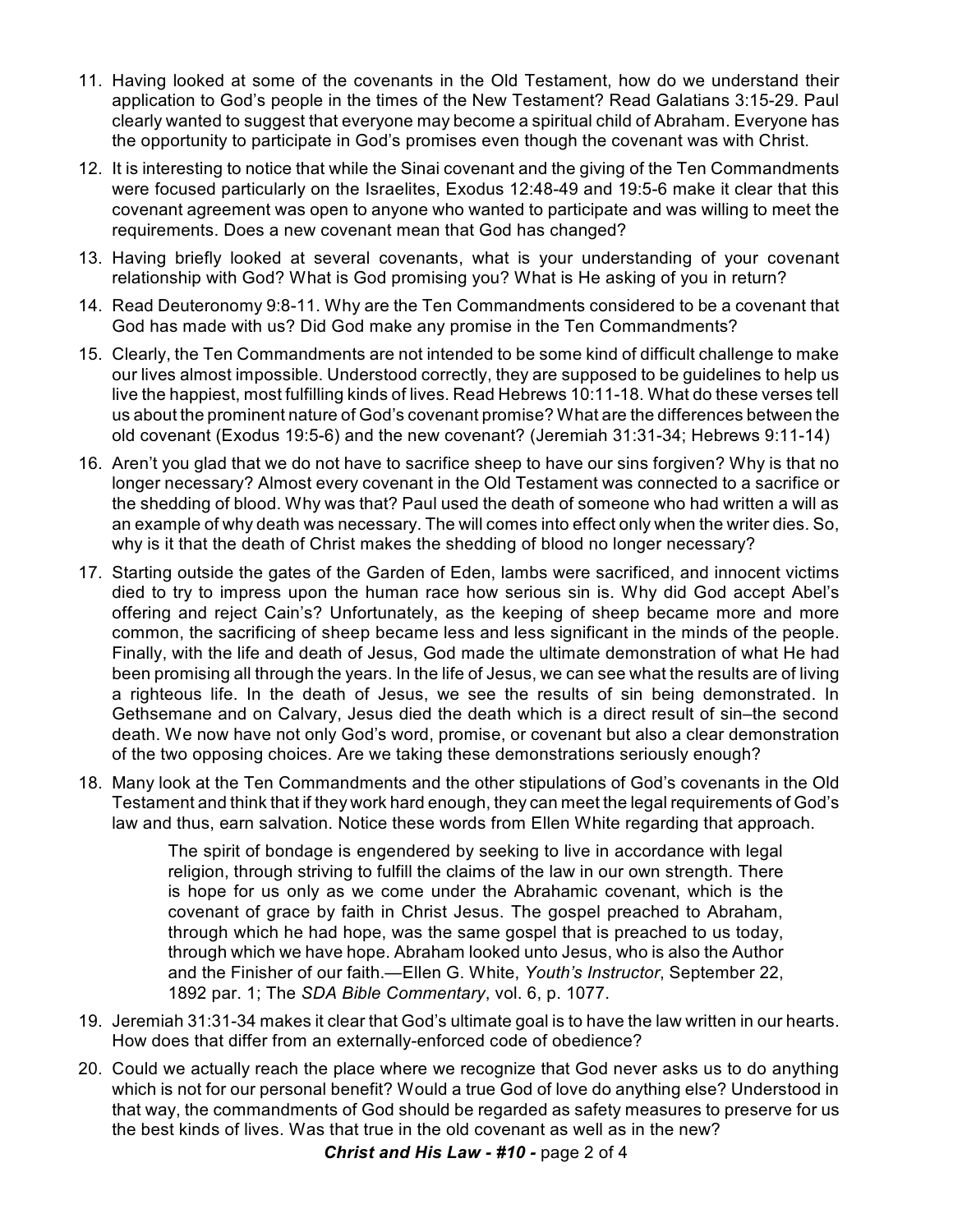11. Having looked at some of the covenants in the Old Testament, how do we understand their application to God's people in the times of the New Testament? Read Galatians 3:15-29. Paul clearly wanted to suggest that everyone may become a spiritual child of Abraham. Everyone has the opportunity to participate in God's promises even though the covenant was with Christ.

12. It is interesting to notice that while the Sinai covenant and the giving of the Ten Commandments were focused particularly on the Israelites, Exodus 12:48-49 and 19:5-6 make it clear that this covenant agreement was open to anyone who wanted to participate and was willing to meet the requirements. Does a new covenant mean that God has changed?

13. Having briefly looked at several covenants, what is your understanding of your covenant relationship with God? What is God promising you? What is He asking of you in return?

14. Read Deuteronomy 9:8-11. Why are the Ten Commandments considered to be a covenant that God has made with us? Did God make any promise in the Ten Commandments?

15. Clearly, the Ten Commandments are not intended to be some kind of difficult challenge to make our lives almost impossible. Understood correctly, they are supposed to be guidelines to help us live the happiest, most fulfilling kinds of lives. Read Hebrews 10:11-18. What do these verses tell us about the prominent nature of God's covenant promise? What are the differences between the old covenant (Exodus 19:5-6) and the new covenant? (Jeremiah 31:31-34; Hebrews 9:11-14)

16. Aren't you glad that we do not have to sacrifice sheep to have our sins forgiven? Why is that no longer necessary? Almost every covenant in the Old Testament was connected to a sacrifice or the shedding of blood. Why was that? Paul used the death of someone who had written a will as an example of why death was necessary. The will comes into effect only when the writer dies. So, why is it that the death of Christ makes the shedding of blood no longer necessary?

17. Starting outside the gates of the Garden of Eden, lambs were sacrificed, and innocent victims died to try to impress upon the human race how serious sin is. Why did God accept Abel's offering and reject Cain's? Unfortunately, as the keeping of sheep became more and more common, the sacrificing of sheep became less and less significant in the minds of the people. Finally, with the life and death of Jesus, God made the ultimate demonstration of what He had been promising all through the years. In the life of Jesus, we can see what the results are of living a righteous life. In the death of Jesus, we see the results of sin being demonstrated. In Gethsemane and on Calvary, Jesus died the death which is a direct result of sin–the second death. We now have not only God's word, promise, or covenant but also a clear demonstration of the two opposing choices. Are we taking these demonstrations seriously enough?

18. Many look at the Ten Commandments and the other stipulations of God's covenants in the Old Testament and think that if they work hard enough, they can meet the legal requirements of God's law and thus, earn salvation. Notice these words from Ellen White regarding that approach.

    > The spirit of bondage is engendered by seeking to live in accordance with legal religion, through striving to fulfill the claims of the law in our own strength. There is hope for us only as we come under the Abrahamic covenant, which is the covenant of grace by faith in Christ Jesus. The gospel preached to Abraham, through which he had hope, was the same gospel that is preached to us today, through which we have hope. Abraham looked unto Jesus, who is also the Author and the Finisher of our faith.—Ellen G. White, *Youth's Instructor*, September 22, 1892 par. 1; The *SDA Bible Commentary*, vol. 6, p. 1077.

19. Jeremiah 31:31-34 makes it clear that God's ultimate goal is to have the law written in our hearts. How does that differ from an externally-enforced code of obedience?

20. Could we actually reach the place where we recognize that God never asks us to do anything which is not for our personal benefit? Would a true God of love do anything else? Understood in that way, the commandments of God should be regarded as safety measures to preserve for us the best kinds of lives. Was that true in the old covenant as well as in the new?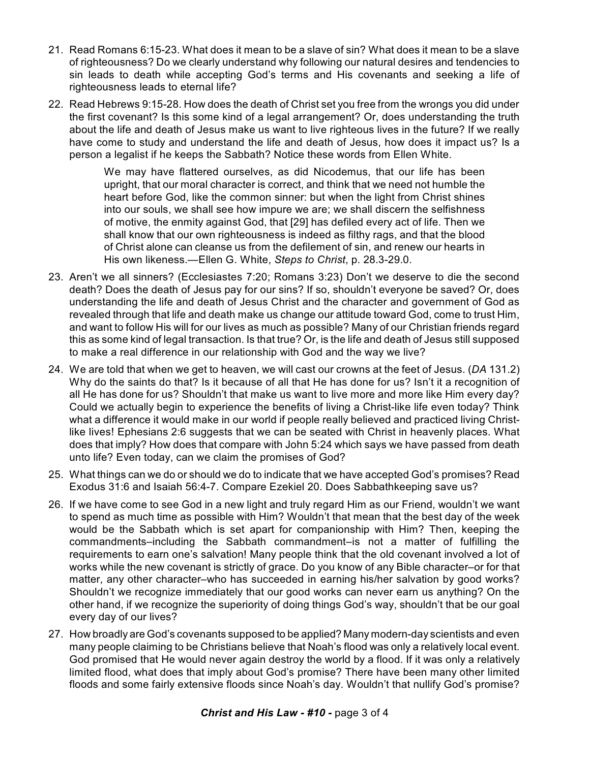21. Read Romans 6:15-23. What does it mean to be a slave of sin? What does it mean to be a slave of righteousness? Do we clearly understand why following our natural desires and tendencies to sin leads to death while accepting God's terms and His covenants and seeking a life of righteousness leads to eternal life?

22. Read Hebrews 9:15-28. How does the death of Christ set you free from the wrongs you did under the first covenant? Is this some kind of a legal arrangement? Or, does understanding the truth about the life and death of Jesus make us want to live righteous lives in the future? If we really have come to study and understand the life and death of Jesus, how does it impact us? Is a person a legalist if he keeps the Sabbath? Notice these words from Ellen White.

    > We may have flattered ourselves, as did Nicodemus, that our life has been upright, that our moral character is correct, and think that we need not humble the heart before God, like the common sinner: but when the light from Christ shines into our souls, we shall see how impure we are; we shall discern the selfishness of motive, the enmity against God, that [29] has defiled every act of life. Then we shall know that our own righteousness is indeed as filthy rags, and that the blood of Christ alone can cleanse us from the defilement of sin, and renew our hearts in His own likeness.—Ellen G. White, *Steps to Christ*, p. 28.3-29.0.

23. Aren't we all sinners? (Ecclesiastes 7:20; Romans 3:23) Don't we deserve to die the second death? Does the death of Jesus pay for our sins? If so, shouldn't everyone be saved? Or, does understanding the life and death of Jesus Christ and the character and government of God as revealed through that life and death make us change our attitude toward God, come to trust Him, and want to follow His will for our lives as much as possible? Many of our Christian friends regard this as some kind of legal transaction. Is that true? Or, is the life and death of Jesus still supposed to make a real difference in our relationship with God and the way we live?

24. We are told that when we get to heaven, we will cast our crowns at the feet of Jesus. (*DA* 131.2) Why do the saints do that? Is it because of all that He has done for us? Isn't it a recognition of all He has done for us? Shouldn't that make us want to live more and more like Him every day? Could we actually begin to experience the benefits of living a Christ-like life even today? Think what a difference it would make in our world if people really believed and practiced living Christ-like lives! Ephesians 2:6 suggests that we can be seated with Christ in heavenly places. What does that imply? How does that compare with John 5:24 which says we have passed from death unto life? Even today, can we claim the promises of God?

25. What things can we do or should we do to indicate that we have accepted God's promises? Read Exodus 31:6 and Isaiah 56:4-7. Compare Ezekiel 20. Does Sabbathkeeping save us?

26. If we have come to see God in a new light and truly regard Him as our Friend, wouldn't we want to spend as much time as possible with Him? Wouldn't that mean that the best day of the week would be the Sabbath which is set apart for companionship with Him? Then, keeping the commandments–including the Sabbath commandment–is not a matter of fulfilling the requirements to earn one's salvation! Many people think that the old covenant involved a lot of works while the new covenant is strictly of grace. Do you know of any Bible character–or for that matter, any other character–who has succeeded in earning his/her salvation by good works? Shouldn't we recognize immediately that our good works can never earn us anything? On the other hand, if we recognize the superiority of doing things God's way, shouldn't that be our goal every day of our lives?

27. How broadly are God's covenants supposed to be applied? Many modern-day scientists and even many people claiming to be Christians believe that Noah's flood was only a relatively local event. God promised that He would never again destroy the world by a flood. If it was only a relatively limited flood, what does that imply about God's promise? There have been many other limited floods and some fairly extensive floods since Noah's day. Wouldn't that nullify God's promise?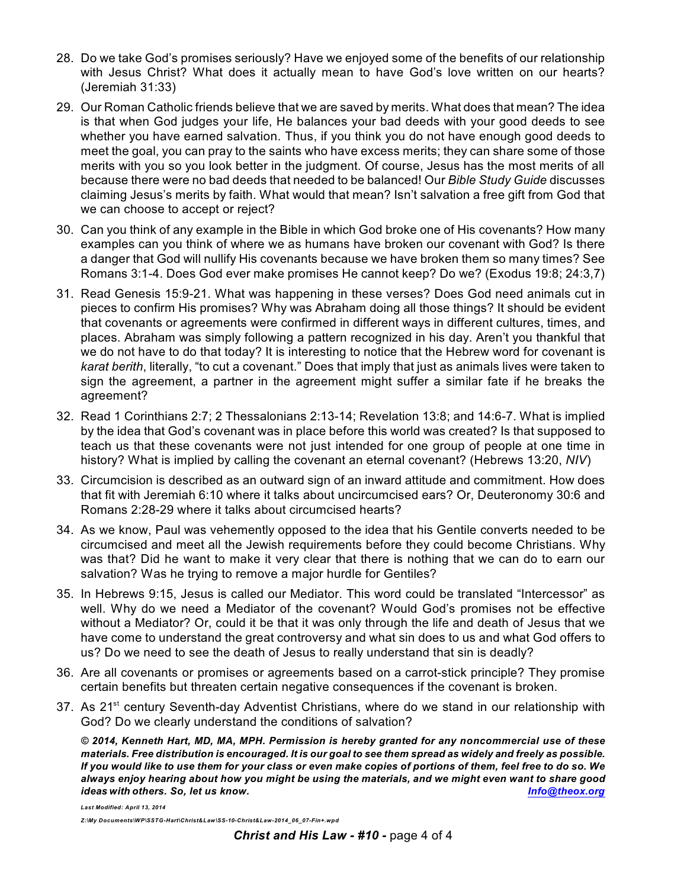28. Do we take God's promises seriously? Have we enjoyed some of the benefits of our relationship with Jesus Christ? What does it actually mean to have God's love written on our hearts? (Jeremiah 31:33)

29. Our Roman Catholic friends believe that we are saved by merits. What does that mean? The idea is that when God judges your life, He balances your bad deeds with your good deeds to see whether you have earned salvation. Thus, if you think you do not have enough good deeds to meet the goal, you can pray to the saints who have excess merits; they can share some of those merits with you so you look better in the judgment. Of course, Jesus has the most merits of all because there were no bad deeds that needed to be balanced! Our *Bible Study Guide* discusses claiming Jesus's merits by faith. What would that mean? Isn't salvation a free gift from God that we can choose to accept or reject?

30. Can you think of any example in the Bible in which God broke one of His covenants? How many examples can you think of where we as humans have broken our covenant with God? Is there a danger that God will nullify His covenants because we have broken them so many times? See Romans 3:1-4. Does God ever make promises He cannot keep? Do we? (Exodus 19:8; 24:3,7)

31. Read Genesis 15:9-21. What was happening in these verses? Does God need animals cut in pieces to confirm His promises? Why was Abraham doing all those things? It should be evident that covenants or agreements were confirmed in different ways in different cultures, times, and places. Abraham was simply following a pattern recognized in his day. Aren't you thankful that we do not have to do that today? It is interesting to notice that the Hebrew word for covenant is *karat berith*, literally, "to cut a covenant." Does that imply that just as animals lives were taken to sign the agreement, a partner in the agreement might suffer a similar fate if he breaks the agreement?

32. Read 1 Corinthians 2:7; 2 Thessalonians 2:13-14; Revelation 13:8; and 14:6-7. What is implied by the idea that God's covenant was in place before this world was created? Is that supposed to teach us that these covenants were not just intended for one group of people at one time in history? What is implied by calling the covenant an eternal covenant? (Hebrews 13:20, *NIV*)

33. Circumcision is described as an outward sign of an inward attitude and commitment. How does that fit with Jeremiah 6:10 where it talks about uncircumcised ears? Or, Deuteronomy 30:6 and Romans 2:28-29 where it talks about circumcised hearts?

34. As we know, Paul was vehemently opposed to the idea that his Gentile converts needed to be circumcised and meet all the Jewish requirements before they could become Christians. Why was that? Did he want to make it very clear that there is nothing that we can do to earn our salvation? Was he trying to remove a major hurdle for Gentiles?

35. In Hebrews 9:15, Jesus is called our Mediator. This word could be translated "Intercessor" as well. Why do we need a Mediator of the covenant? Would God's promises not be effective without a Mediator? Or, could it be that it was only through the life and death of Jesus that we have come to understand the great controversy and what sin does to us and what God offers to us? Do we need to see the death of Jesus to really understand that sin is deadly?

36. Are all covenants or promises or agreements based on a carrot-stick principle? They promise certain benefits but threaten certain negative consequences if the covenant is broken.

37. As 21st century Seventh-day Adventist Christians, where do we stand in our relationship with God? Do we clearly understand the conditions of salvation?

***© 2014, Kenneth Hart, MD, MA, MPH. Permission is hereby granted for any noncommercial use of these materials. Free distribution is encouraged. It is our goal to see them spread as widely and freely as possible. If you would like to use them for your class or even make copies of portions of them, feel free to do so. We always enjoy hearing about how you might be using the materials, and we might even want to share good ideas with others. So, let us know.*** ***Info@theox.org***

*Last Modified: April 13, 2014*

*Z:\My Documents\WP\SSTG-Hart\Christ&Law\SS-10-Christ&Law-2014_06_07-Fin+.wpd*